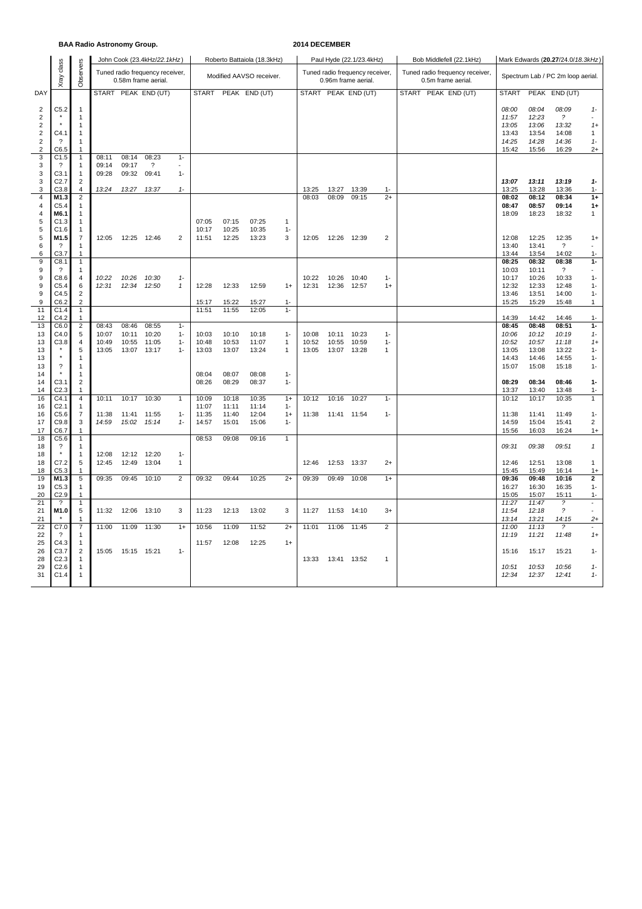**BAA Radio Astronomy Group.** **2014 DECEMBER**

| DAY | Xray class | Observers | John Cook (23.4kHz/*22.1kHz*) Tuned radio frequency receiver, 0.58m frame aerial. START | PEAK | END (UT) | | Roberto Battaiola (18.3kHz) Modified AAVSO receiver. START | PEAK | END (UT) | | Paul Hyde (22.1/23.4kHz) Tuned radio frequency receiver, 0.96m frame aerial. START | PEAK | END (UT) | | Bob Middlefell (22.1kHz) Tuned radio frequency receiver, 0.5m frame aerial. START | PEAK | END (UT) | | Mark Edwards (**20.27**/24.0/*18.3kHz*) Spectrum Lab / PC 2m loop aerial. START | PEAK | END (UT) | |
|---|---|---|---|---|---|---|---|---|---|---|---|---|---|---|---|---|---|---|---|---|---|---|
| 2 | C5.2 | 1 | | | | | | | | | | | | | | | | | *08:00* | *08:04* | *08:09* | *1-* |
| 2 | * | 1 | | | | | | | | | | | | | | | | | *11:57* | *12:23* | *?* | - |
| 2 | * | 1 | | | | | | | | | | | | | | | | | *13:05* | *13:06* | *13:32* | *1+* |
| 2 | C4.1 | 1 | | | | | | | | | | | | | | | | | 13:43 | 13:54 | 14:08 | 1 |
| 2 | ? | 1 | | | | | | | | | | | | | | | | | *14:25* | *14:28* | *14:36* | *1-* |
| 2 | C6.5 | 1 | | | | | | | | | | | | | | | | | 15:42 | 15:56 | 16:29 | 2+ |
| 3 | C1.5 | 1 | 08:11 | 08:14 | 08:23 | 1- | | | | | | | | | | | | | | | | |
| 3 | ? | 1 | 09:14 | 09:17 | ? | - | | | | | | | | | | | | | | | | |
| 3 | C3.1 | 1 | 09:28 | 09:32 | 09:41 | 1- | | | | | | | | | | | | | | | | |
| 3 | C2.7 | 2 | | | | | | | | | | | | | | | | | ***13:07*** | ***13:11*** | ***13:19*** | ***1-*** |
| 3 | C3.8 | 4 | *13:24* | *13:27* | *13:37* | *1-* | | | | | 13:25 | 13:27 | 13:39 | 1- | | | | | 13:25 | 13:28 | 13:36 | 1- |
| 4 | **M1.3** | 2 | | | | | | | | | 08:03 | 08:09 | 09:15 | 2+ | | | | | **08:02** | **08:12** | **08:34** | **1+** |
| 4 | C5.4 | 1 | | | | | | | | | | | | | | | | | **08:47** | **08:57** | **09:14** | **1+** |
| 4 | **M6.1** | 1 | | | | | | | | | | | | | | | | | 18:09 | 18:23 | 18:32 | 1 |
| 5 | C1.3 | 1 | | | | | 07:05 | 07:15 | 07:25 | 1 | | | | | | | | | | | | |
| 5 | C1.6 | 1 | | | | | 10:17 | 10:25 | 10:35 | 1- | | | | | | | | | | | | |
| 5 | **M1.5** | 7 | 12:05 | 12:25 | 12:46 | 2 | 11:51 | 12:25 | 13:23 | 3 | 12:05 | 12:26 | 12:39 | 2 | | | | | 12:08 | 12:25 | 12:35 | 1+ |
| 6 | ? | 1 | | | | | | | | | | | | | | | | | 13:40 | 13:41 | ? | - |
| 6 | C3.7 | 1 | | | | | | | | | | | | | | | | | 13:44 | 13:54 | 14:02 | 1- |
| 9 | C8.1 | 1 | | | | | | | | | | | | | | | | | **08:25** | **08:32** | **08:38** | **1-** |
| 9 | ? | 1 | | | | | | | | | | | | | | | | | 10:03 | 10:11 | ? | - |
| 9 | C8.6 | 4 | *10:22* | *10:26* | *10:30* | *1-* | | | | | 10:22 | 10:26 | 10:40 | 1- | | | | | 10:17 | 10:26 | 10:33 | 1- |
| 9 | C5.4 | 6 | *12:31* | *12:34* | *12:50* | *1* | 12:28 | 12:33 | 12:59 | 1+ | 12:31 | 12:36 | 12:57 | 1+ | | | | | 12:32 | 12:33 | 12:48 | 1- |
| 9 | C4.5 | 2 | | | | | | | | | | | | | | | | | 13:46 | 13:51 | 14:00 | 1- |
| 9 | C6.2 | 2 | | | | | 15:17 | 15:22 | 15:27 | 1- | | | | | | | | | 15:25 | 15:29 | 15:48 | 1 |
| 11 | C1.4 | 1 | | | | | 11:51 | 11:55 | 12:05 | 1- | | | | | | | | | | | | |
| 12 | C4.2 | 1 | | | | | | | | | | | | | | | | | 14:39 | 14:42 | 14:46 | 1- |
| 13 | C6.0 | 2 | 08:43 | 08:46 | 08:55 | 1- | | | | | | | | | | | | | **08:45** | **08:48** | **08:51** | **1-** |
| 13 | C4.0 | 5 | 10:07 | 10:11 | 10:20 | 1- | 10:03 | 10:10 | 10:18 | 1- | 10:08 | 10:11 | 10:23 | 1- | | | | | *10:06* | *10:12* | *10:19* | *1-* |
| 13 | C3.8 | 4 | 10:49 | 10:55 | 11:05 | 1- | 10:48 | 10:53 | 11:07 | 1 | 10:52 | 10:55 | 10:59 | 1- | | | | | *10:52* | *10:57* | *11:18* | *1+* |
| 13 | * | 5 | 13:05 | 13:07 | 13:17 | 1- | 13:03 | 13:07 | 13:24 | 1 | 13:05 | 13:07 | 13:28 | 1 | | | | | 13:05 | 13:08 | 13:22 | 1- |
| 13 | * | 1 | | | | | | | | | | | | | | | | | 14:43 | 14:46 | 14:55 | 1- |
| 13 | ? | 1 | | | | | | | | | | | | | | | | | 15:07 | 15:08 | 15:18 | 1- |
| 14 | * | 1 | | | | | 08:04 | 08:07 | 08:08 | 1- | | | | | | | | | | | | |
| 14 | C3.1 | 2 | | | | | 08:26 | 08:29 | 08:37 | 1- | | | | | | | | | **08:29** | **08:34** | **08:46** | **1-** |
| 14 | C2.3 | 1 | | | | | | | | | | | | | | | | | 13:37 | 13:40 | 13:48 | 1- |
| 16 | C4.1 | 4 | 10:11 | 10:17 | 10:30 | 1 | 10:09 | 10:18 | 10:35 | 1+ | 10:12 | 10:16 | 10:27 | 1- | | | | | 10:12 | 10:17 | 10:35 | 1 |
| 16 | C2.1 | 1 | | | | | 11:07 | 11:11 | 11:14 | 1- | | | | | | | | | | | | |
| 16 | C5.6 | 7 | 11:38 | 11:41 | 11:55 | 1- | 11:35 | 11:40 | 12:04 | 1+ | 11:38 | 11:41 | 11:54 | 1- | | | | | 11:38 | 11:41 | 11:49 | 1- |
| 17 | C9.8 | 3 | *14:59* | *15:02* | *15:14* | *1-* | 14:57 | 15:01 | 15:06 | 1- | | | | | | | | | 14:59 | 15:04 | 15:41 | 2 |
| 17 | C6.7 | 1 | | | | | | | | | | | | | | | | | 15:56 | 16:03 | 16:24 | 1+ |
| 18 | C5.6 | 1 | | | | | 08:53 | 09:08 | 09:16 | 1 | | | | | | | | | | | | |
| 18 | ? | 1 | | | | | | | | | | | | | | | | | *09:31* | *09:38* | *09:51* | *1* |
| 18 | * | 1 | 12:08 | 12:12 | 12:20 | 1- | | | | | | | | | | | | | | | | |
| 18 | C7.2 | 5 | 12:45 | 12:49 | 13:04 | 1 | | | | | 12:46 | 12:53 | 13:37 | 2+ | | | | | 12:46 | 12:51 | 13:08 | 1 |
| 18 | C5.3 | 1 | | | | | | | | | | | | | | | | | 15:45 | 15:49 | 16:14 | 1+ |
| 19 | **M1.3** | 5 | 09:35 | 09:45 | 10:10 | 2 | 09:32 | 09:44 | 10:25 | 2+ | 09:39 | 09:49 | 10:08 | 1+ | | | | | **09:36** | **09:48** | **10:16** | **2** |
| 19 | C5.3 | 1 | | | | | | | | | | | | | | | | | 16:27 | 16:30 | 16:35 | 1- |
| 20 | C2.9 | 1 | | | | | | | | | | | | | | | | | 15:05 | 15:07 | 15:11 | 1- |
| 21 | ? | 1 | | | | | | | | | | | | | | | | | *11:27* | *11:47* | *?* | - |
| 21 | **M1.0** | 5 | 11:32 | 12:06 | 13:10 | 3 | 11:23 | 12:13 | 13:02 | 3 | 11:27 | 11:53 | 14:10 | 3+ | | | | | *11:54* | *12:18* | *?* | - |
| 21 | * | 1 | | | | | | | | | | | | | | | | | *13:14* | *13:21* | *14:15* | *2+* |
| 22 | C7.0 | 7 | 11:00 | 11:09 | 11:30 | 1+ | 10:56 | 11:09 | 11:52 | 2+ | 11:01 | 11:06 | 11:45 | 2 | | | | | *11:00* | *11:13* | *?* | - |
| 22 | ? | 1 | | | | | | | | | | | | | | | | | *11:19* | *11:21* | *11:48* | *1+* |
| 25 | C4.3 | 1 | | | | | 11:57 | 12:08 | 12:25 | 1+ | | | | | | | | | | | | |
| 26 | C3.7 | 2 | 15:05 | 15:15 | 15:21 | 1- | | | | | | | | | | | | | 15:16 | 15:17 | 15:21 | 1- |
| 28 | C2.3 | 1 | | | | | | | | | 13:33 | 13:41 | 13:52 | 1 | | | | | | | | |
| 29 | C2.6 | 1 | | | | | | | | | | | | | | | | | *10:51* | *10:53* | *10:56* | *1-* |
| 31 | C1.4 | 1 | | | | | | | | | | | | | | | | | *12:34* | *12:37* | *12:41* | *1-* |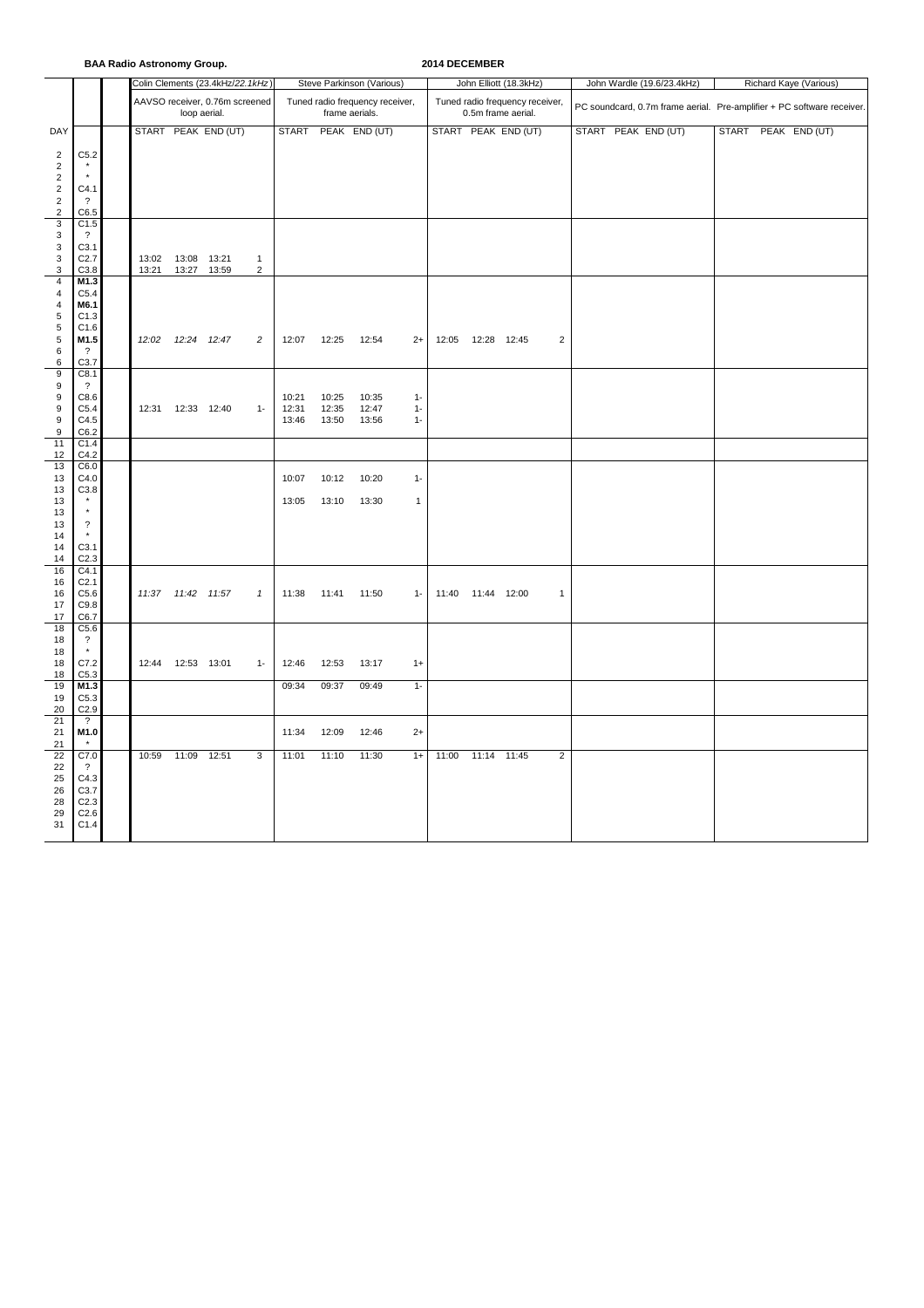**BAA Radio Astronomy Group.** **2014 DECEMBER**

| DAY | | Colin Clements (23.4kHz/*22.1kHz*) AAVSO receiver, 0.76m screened loop aerial. START | PEAK | END (UT) | | Steve Parkinson (Various) Tuned radio frequency receiver, frame aerials. START | PEAK | END (UT) | | John Elliott (18.3kHz) Tuned radio frequency receiver, 0.5m frame aerial. START | PEAK | END (UT) | | John Wardle (19.6/23.4kHz) PC soundcard, 0.7m frame aerial. START PEAK END (UT) | Richard Kaye (Various) Pre-amplifier + PC software receiver. START PEAK END (UT) |
|---|---|---|---|---|---|---|---|---|---|---|---|---|---|---|---|
| 2 | C5.2 | | | | | | | | | | | | | | |
| 2 | * | | | | | | | | | | | | | | |
| 2 | * | | | | | | | | | | | | | | |
| 2 | C4.1 | | | | | | | | | | | | | | |
| 2 | ? | | | | | | | | | | | | | | |
| 2 | C6.5 | | | | | | | | | | | | | | |
| 3 | C1.5 | | | | | | | | | | | | | | |
| 3 | ? | | | | | | | | | | | | | | |
| 3 | C3.1 | | | | | | | | | | | | | | |
| 3 | C2.7 | 13:02 | 13:08 | 13:21 | 1 | | | | | | | | | | |
| 3 | C3.8 | 13:21 | 13:27 | 13:59 | 2 | | | | | | | | | | |
| 4 | **M1.3** | | | | | | | | | | | | | | |
| 4 | C5.4 | | | | | | | | | | | | | | |
| 4 | **M6.1** | | | | | | | | | | | | | | |
| 5 | C1.3 | | | | | | | | | | | | | | |
| 5 | C1.6 | | | | | | | | | | | | | | |
| 5 | **M1.5** | *12:02* | *12:24* | *12:47* | *2* | 12:07 | 12:25 | 12:54 | 2+ | 12:05 | 12:28 | 12:45 | 2 | | |
| 6 | ? | | | | | | | | | | | | | | |
| 6 | C3.7 | | | | | | | | | | | | | | |
| 9 | C8.1 | | | | | | | | | | | | | | |
| 9 | ? | | | | | | | | | | | | | | |
| 9 | C8.6 | | | | | 10:21 | 10:25 | 10:35 | 1- | | | | | | |
| 9 | C5.4 | 12:31 | 12:33 | 12:40 | 1- | 12:31 | 12:35 | 12:47 | 1- | | | | | | |
| 9 | C4.5 | | | | | 13:46 | 13:50 | 13:56 | 1- | | | | | | |
| 9 | C6.2 | | | | | | | | | | | | | | |
| 11 | C1.4 | | | | | | | | | | | | | | |
| 12 | C4.2 | | | | | | | | | | | | | | |
| 13 | C6.0 | | | | | | | | | | | | | | |
| 13 | C4.0 | | | | | 10:07 | 10:12 | 10:20 | 1- | | | | | | |
| 13 | C3.8 | | | | | | | | | | | | | | |
| 13 | * | | | | | 13:05 | 13:10 | 13:30 | 1 | | | | | | |
| 13 | * | | | | | | | | | | | | | | |
| 13 | ? | | | | | | | | | | | | | | |
| 14 | * | | | | | | | | | | | | | | |
| 14 | C3.1 | | | | | | | | | | | | | | |
| 14 | C2.3 | | | | | | | | | | | | | | |
| 16 | C4.1 | | | | | | | | | | | | | | |
| 16 | C2.1 | | | | | | | | | | | | | | |
| 16 | C5.6 | *11:37* | *11:42* | *11:57* | *1* | 11:38 | 11:41 | 11:50 | 1- | 11:40 | 11:44 | 12:00 | 1 | | |
| 17 | C9.8 | | | | | | | | | | | | | | |
| 17 | C6.7 | | | | | | | | | | | | | | |
| 18 | C5.6 | | | | | | | | | | | | | | |
| 18 | ? | | | | | | | | | | | | | | |
| 18 | * | | | | | | | | | | | | | | |
| 18 | C7.2 | 12:44 | 12:53 | 13:01 | 1- | 12:46 | 12:53 | 13:17 | 1+ | | | | | | |
| 18 | C5.3 | | | | | | | | | | | | | | |
| 19 | **M1.3** | | | | | 09:34 | 09:37 | 09:49 | 1- | | | | | | |
| 19 | C5.3 | | | | | | | | | | | | | | |
| 20 | C2.9 | | | | | | | | | | | | | | |
| 21 | ? | | | | | | | | | | | | | | |
| 21 | **M1.0** | | | | | 11:34 | 12:09 | 12:46 | 2+ | | | | | | |
| 21 | * | | | | | | | | | | | | | | |
| 22 | C7.0 | 10:59 | 11:09 | 12:51 | 3 | 11:01 | 11:10 | 11:30 | 1+ | 11:00 | 11:14 | 11:45 | 2 | | |
| 22 | ? | | | | | | | | | | | | | | |
| 25 | C4.3 | | | | | | | | | | | | | | |
| 26 | C3.7 | | | | | | | | | | | | | | |
| 28 | C2.3 | | | | | | | | | | | | | | |
| 29 | C2.6 | | | | | | | | | | | | | | |
| 31 | C1.4 | | | | | | | | | | | | | | |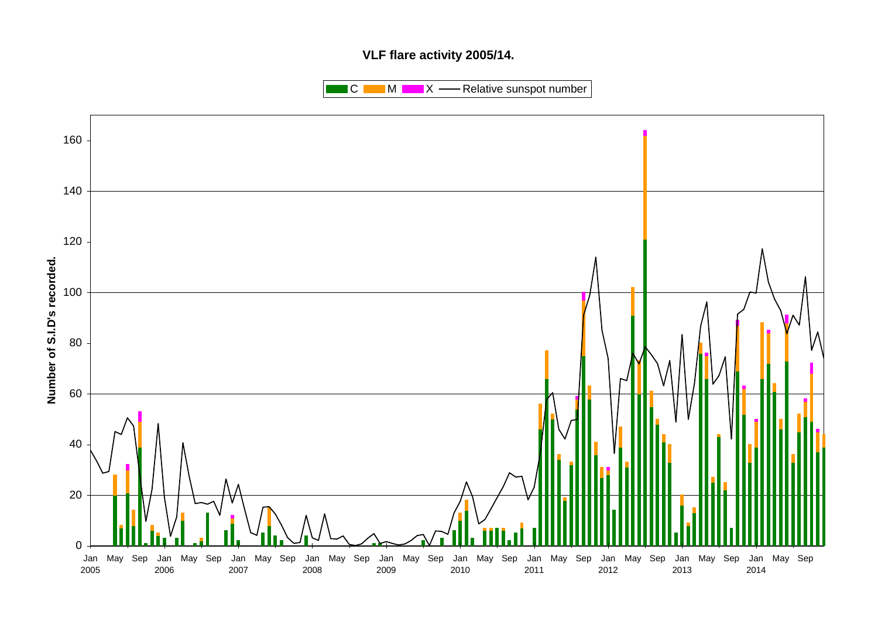**VLF flare activity 2005/14.**

C M X — Relative sunspot number

Number of S.I.D's recorded.

0 20 40 60 80 100 120 140 160

Jan 2005 May Sep Jan 2006 May Sep Jan 2007 May Sep Jan 2008 May Sep Jan 2009 May Sep Jan 2010 May Sep Jan 2011 May Sep Jan 2012 May Sep Jan 2013 May Sep Jan 2014 May Sep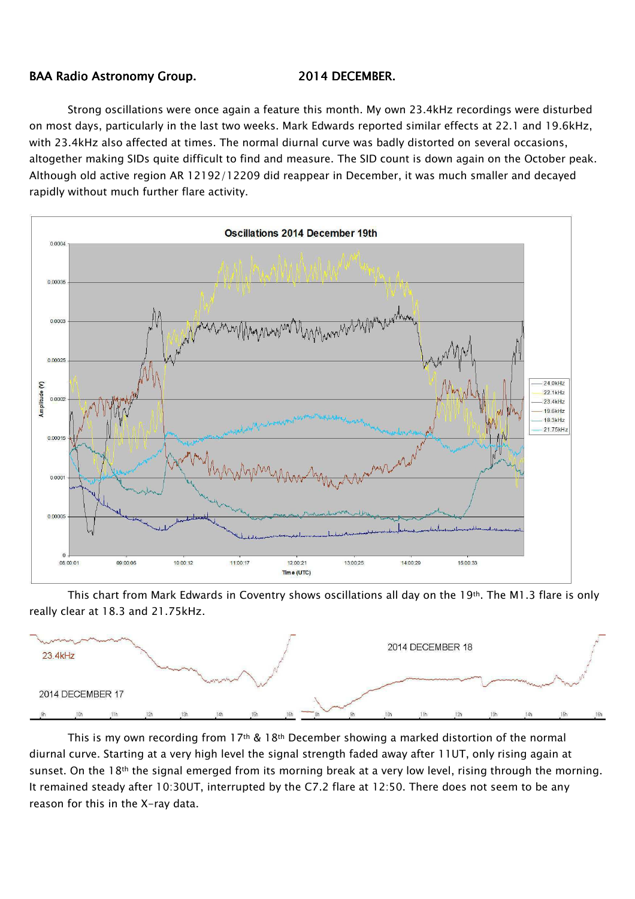BAA Radio Astronomy Group. 2014 DECEMBER.

Strong oscillations were once again a feature this month. My own 23.4kHz recordings were disturbed on most days, particularly in the last two weeks. Mark Edwards reported similar effects at 22.1 and 19.6kHz, with 23.4kHz also affected at times. The normal diurnal curve was badly distorted on several occasions, altogether making SIDs quite difficult to find and measure. The SID count is down again on the October peak. Although old active region AR 12192/12209 did reappear in December, it was much smaller and decayed rapidly without much further flare activity.

This chart from Mark Edwards in Coventry shows oscillations all day on the 19th. The M1.3 flare is only really clear at 18.3 and 21.75kHz.

This is my own recording from 17th & 18th December showing a marked distortion of the normal diurnal curve. Starting at a very high level the signal strength faded away after 11UT, only rising again at sunset. On the 18th the signal emerged from its morning break at a very low level, rising through the morning. It remained steady after 10:30UT, interrupted by the C7.2 flare at 12:50. There does not seem to be any reason for this in the X-ray data.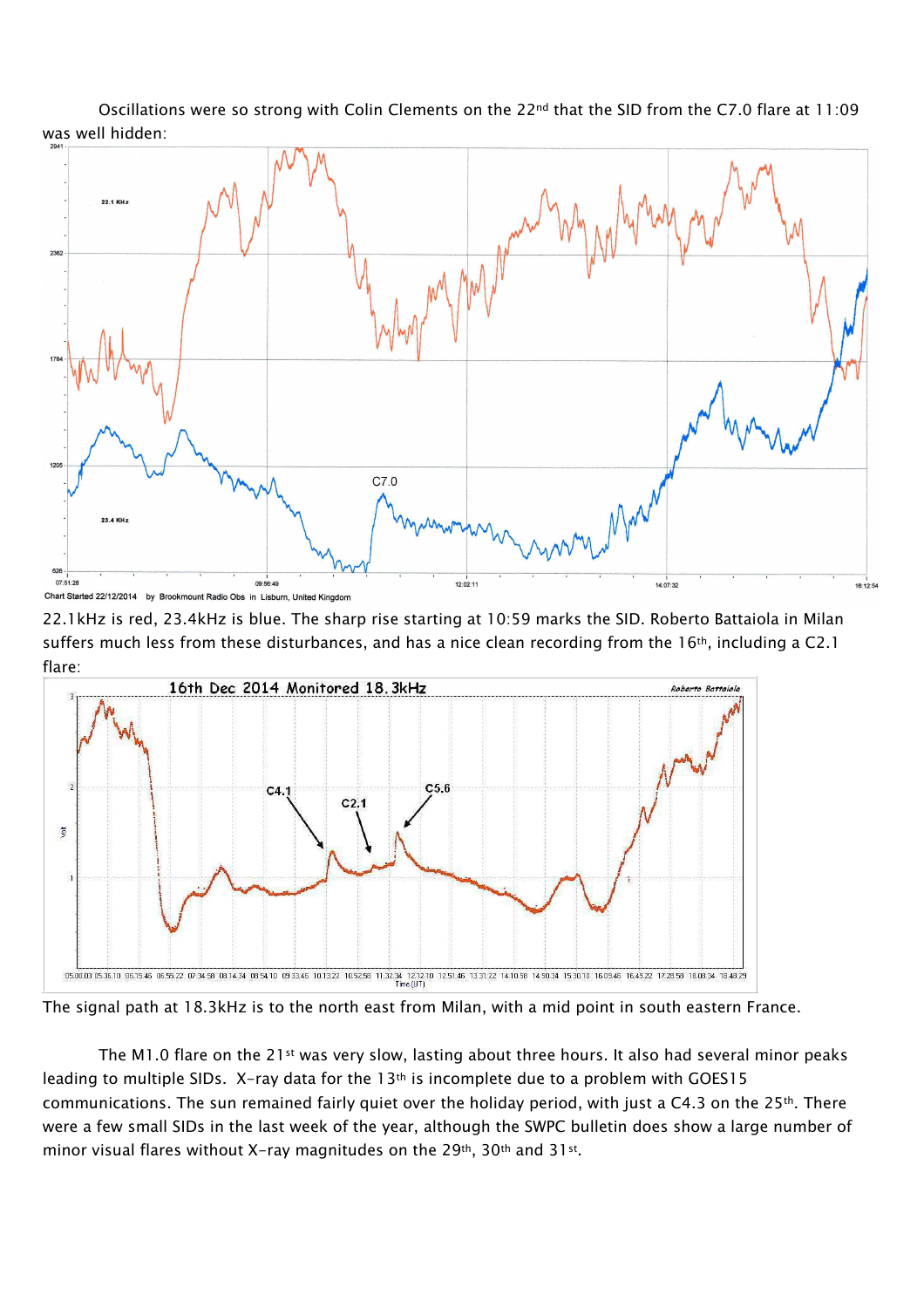Oscillations were so strong with Colin Clements on the 22nd that the SID from the C7.0 flare at 11:09 was well hidden:

22.1kHz is red, 23.4kHz is blue. The sharp rise starting at 10:59 marks the SID. Roberto Battaiola in Milan suffers much less from these disturbances, and has a nice clean recording from the 16th, including a C2.1 flare:

The signal path at 18.3kHz is to the north east from Milan, with a mid point in south eastern France.

The M1.0 flare on the 21st was very slow, lasting about three hours. It also had several minor peaks leading to multiple SIDs. X-ray data for the 13th is incomplete due to a problem with GOES15 communications. The sun remained fairly quiet over the holiday period, with just a C4.3 on the 25th. There were a few small SIDs in the last week of the year, although the SWPC bulletin does show a large number of minor visual flares without X-ray magnitudes on the 29th, 30th and 31st.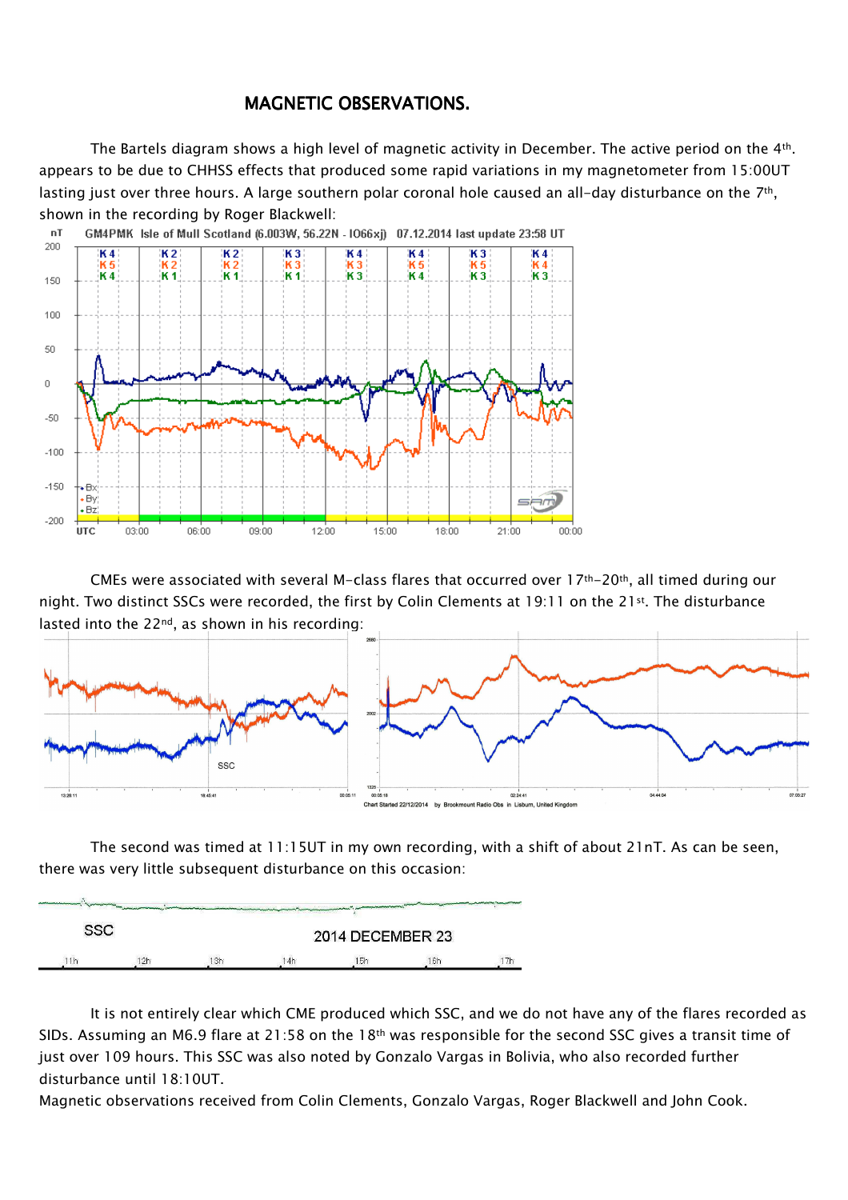# MAGNETIC OBSERVATIONS.

The Bartels diagram shows a high level of magnetic activity in December. The active period on the 4th. appears to be due to CHHSS effects that produced some rapid variations in my magnetometer from 15:00UT lasting just over three hours. A large southern polar coronal hole caused an all-day disturbance on the 7th, shown in the recording by Roger Blackwell:

CMEs were associated with several M-class flares that occurred over 17th-20th, all timed during our night. Two distinct SSCs were recorded, the first by Colin Clements at 19:11 on the 21st. The disturbance lasted into the 22nd, as shown in his recording:

The second was timed at 11:15UT in my own recording, with a shift of about 21nT. As can be seen, there was very little subsequent disturbance on this occasion:

It is not entirely clear which CME produced which SSC, and we do not have any of the flares recorded as SIDs. Assuming an M6.9 flare at 21:58 on the 18th was responsible for the second SSC gives a transit time of just over 109 hours. This SSC was also noted by Gonzalo Vargas in Bolivia, who also recorded further disturbance until 18:10UT.

Magnetic observations received from Colin Clements, Gonzalo Vargas, Roger Blackwell and John Cook.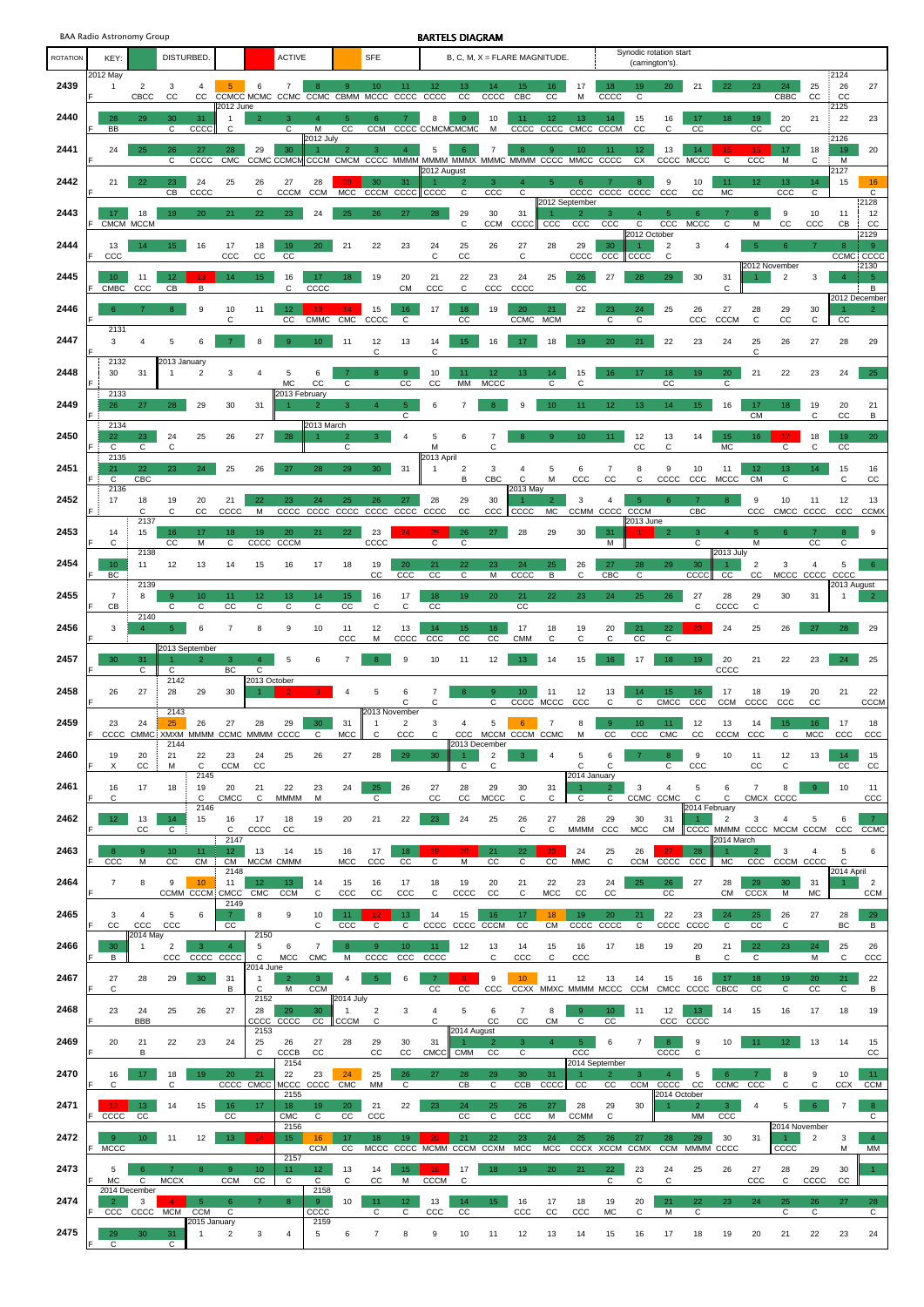BAA Radio Astronomy Group

# BARTELS DIAGRAM

KEY: DISTURBED. | ACTIVE | SFE | B, C, M, X = FLARE MAGNITUDE. | Synodic rotation start (carrington's).

| ROTATION | | | | | | | | | | | | | | | | | | | | | | | | | | | |
|---|---|---|---|---|---|---|---|---|---|---|---|---|---|---|---|---|---|---|---|---|---|---|---|---|---|---|---|
| 2439 | 2012 May 1 | 2 CBCC | 3 CC | 4 CC | 5 CCMCC | 6 MCMC | 7 CCMC | 8 CCMC | 9 CBMM | 10 MCCC | 11 CCCC | 12 CCCC | 13 CC | 14 CCCC | 15 CBC | 16 CC | 17 M | 18 CCCC | 19 C | 20 | 21 | 22 | 23 | 24 CBBC | 25 CC | 2124 26 CC | 27 |
| 2440 | 28 BB | 29 | 30 C | 31 CCCC | 2012 June 1 C | 2 | 3 C | 4 | 5 CC | 6 CCM | 7 CCCC | 8 CCMCMCMC | 9 | 10 M | 11 CCCC | 12 CCCC | 13 CMCC | 14 CCCM | 15 | 16 CC | 17 C | 18 | 19 CC | 20 CC | 21 | 2125 22 | 23 |
| 2441 | 24 | 25 | 26 C | 27 CCCC | 28 CMC | 29 CCMC | 30 CCMC | 2012 July 1 CCCM | 2 CMCM | 3 CCCC | 4 MMMM | 5 MMMM | 6 MMMX | 7 MMMC | 8 MMMM | 9 CCCC | 10 MMCC | 11 CCCC | 12 CX | 13 CCCC | 14 MCCC | 15 C | 16 CCC | 17 M | 18 C | 2126 19 M | 20 |
| 2442 | 21 | 22 | 23 CB | 24 CCCC | 25 | 26 C | 27 CCCM | 28 CCM | 29 MCC | 30 CCCM | 31 CCCC | 2012 August 1 CCCC | 2 C | 3 CCC | 4 C | 5 | 6 CCCC | 7 CCCC | 8 CCCC | 9 CCC | 10 CC | 11 MC | 12 | 13 CCC | 14 C | 2127 15 | 16 C |
| 2443 | 17 CMCM | 18 MCCM | 19 | 20 | 21 | 22 | 23 | 24 | 25 | 26 | 27 | 28 | 29 C | 30 CCM | 31 CCCC | 2012 September 1 CCC | 2 CCC | 3 CCC | 4 C | 5 CCC | 6 MCCC | 7 C | 8 M | 9 CC | 10 CCC | 11 CB | 2128 12 CC |
| 2444 | 13 CCC | 14 | 15 | 16 | 17 CCC | 18 CC | 19 CC | 20 | 21 | 22 | 23 | 24 C | 25 CC | 26 | 27 C | 28 | 29 CCCC | 30 CCC | 2012 October 1 CCCC | 2 C | 3 | 4 | 5 | 6 | 7 | 8 CCMC | 2129 9 CCCC |
| 2445 | 10 CMBC | 11 CCC | 12 CB | 13 B | 14 | 15 | 16 C | 17 CCCC | 18 | 19 | 20 CM | 21 CCC | 22 C | 23 CCC | 24 CCCC | 25 | 26 CC | 27 | 28 | 29 | 30 | 31 C | 2012 November 1 | 2 | 3 | 4 | 2130 5 B |
| 2446 | 6 | 7 | 8 | 9 | 10 C | 11 | 12 CC | 13 CMMC | 14 CMC | 15 CCCC | 16 C | 17 | 18 CC | 19 | 20 CCMC | 21 MCM | 22 | 23 C | 24 C | 25 | 26 CCC | 27 CCCM | 28 C | 29 CC | 30 C | 2012 December 1 CC | 2 |
| 2447 | 2131 3 | 4 | 5 | 6 | 7 | 8 | 9 | 10 | 11 | 12 C | 13 | 14 C | 15 | 16 | 17 | 18 | 19 | 20 | 21 | 22 | 23 | 24 | 25 C | 26 | 27 | 28 | 29 |
| 2448 | 2132 30 | 31 | 2013 January 1 | 2 | 3 | 4 | 5 MC | 6 CC | 7 C | 8 | 9 CC | 10 CC | 11 MM | 12 MCCC | 13 | 14 C | 15 C | 16 | 17 | 18 CC | 19 | 20 C | 21 | 22 | 23 | 24 | 25 |
| 2449 | 2133 26 | 27 | 28 | 29 | 30 | 31 | 2013 February 1 | 2 | 3 | 4 | 5 C | 6 | 7 | 8 | 9 | 10 | 11 | 12 | 13 | 14 | 15 | 16 | 17 CM | 18 | 19 C | 20 CC | 21 B |
| 2450 | 2134 22 C | 23 C | 24 C | 25 | 26 | 27 | 28 | 2013 March 1 | 2 C | 3 | 4 | 5 M | 6 | 7 C | 8 | 9 | 10 | 11 | 12 CC | 13 C | 14 | 15 MC | 16 | 17 C | 18 | 19 CC | 20 |
| 2451 | 2135 21 C | 22 CBC | 23 | 24 | 25 | 26 | 27 | 28 | 29 | 30 | 31 | 2013 April 1 | 2 B | 3 CBC | 4 C | 5 M | 6 CCC | 7 CC | 8 C | 9 CCCC | 10 CCC | 11 MCCC | 12 CM | 13 C | 14 | 15 C | 16 CC |
| 2452 | 2136 17 | 18 C | 19 C | 20 CC | 21 CCCC | 22 M | 23 CCCC | 24 CCCC | 25 CCCC | 26 CCCC | 27 CCCC | 28 | 29 CC | 30 CCCC | 2013 May 1 CC | 2 MC | 3 CCMM | 4 CCCC | 5 CCCM | 6 | 7 CBC | 8 | 9 CCC | 10 CMCC | 11 CCCC | 12 CC | 13 CCMX |
| 2453 | 14 C | 2137 15 | 16 CC | 17 M | 18 C | 19 CCCC | 20 CCCM | 21 | 22 | 23 CCCC | 24 | 25 C | 26 C | 27 | 28 | 29 | 30 | 31 M | 2013 June 1 | 2 | 3 C | 4 | 5 M | 6 | 7 CC | 8 C | 9 |
| 2454 | 10 BC | 2138 11 | 12 | 13 | 14 | 15 | 16 | 17 | 18 | 19 CC | 20 CCC | 21 CC | 22 C | 23 M | 24 CCCC | 25 B | 26 C | 27 CBC | 28 C | 29 | 30 CCCC | 2013 July 1 CC | 2 CC | 3 MCCC | 4 CCCC | 5 CCCC | 6 |
| 2455 | 7 CB | 2139 8 | 9 C | 10 C | 11 CC | 12 C | 13 C | 14 C | 15 CC | 16 C | 17 C | 18 CC | 19 | 20 | 21 CC | 22 | 23 | 24 | 25 | 26 | 27 C | 28 CCCC | 29 C | 30 | 31 | 2013 August 1 | 2 |
| 2456 | 3 | 2140 4 | 5 | 6 | 7 | 8 | 9 | 10 | 11 CCC | 12 M | 13 CCCC | 14 CCC | 15 CC | 16 CC | 17 CMM | 18 C | 19 C | 20 C | 21 CC | 22 C | 23 | 24 | 25 | 26 | 27 | 28 | 29 |
| 2457 | 30 | 31 C | 2013 September 1 C | 2 | 3 BC | 4 C | 5 | 6 | 7 | 8 | 9 | 10 | 11 | 12 | 13 | 14 | 15 | 16 | 17 | 18 | 19 | 20 CCCC | 21 | 22 | 23 | 24 | 25 |
| 2458 | 26 | 27 | 2142 28 | 29 | 30 | 2013 October 1 | 2 | 3 | 4 | 5 | 6 C | 7 C | 8 | 9 C | 10 CCCC | 11 MCCC | 12 CCC | 13 C | 14 C | 15 CMCC | 16 CCC | 17 CCM | 18 CCCC | 19 CCC | 20 CC | 21 | 22 CCCM |
| 2459 | 23 CCCC | 24 CMMC | 2143 25 XMXM | 26 MMMM | 27 CCMC | 28 MMMM | 29 CCCC | 30 C | 31 MCC | 2013 November 1 C | 2 CCC | 3 C | 4 CCC | 5 MCCM | 6 CCCM | 7 CCMC | 8 M | 9 CC | 10 CC | 11 CMC | 12 CC | 13 CCCM | 14 CCC | 15 C | 16 MCC | 17 CCC | 18 CCC |
| 2460 | 19 X | 20 CC | 2144 21 M | 22 C | 23 CCM | 24 CC | 25 | 26 | 27 | 28 | 29 | 30 | 2013 December 1 C | 2 C | 3 | 4 | 5 C | 6 | 7 | 8 C | 9 CCC | 10 | 11 CC | 12 C | 13 | 14 CC | 15 C |
| 2461 | 16 C | 17 | 18 | 2145 19 C | 20 CMCC | 21 C | 22 MMMM | 23 M | 24 | 25 C | 26 | 27 CC | 28 CC | 29 MCCC | 30 C | 31 C | 2014 January 1 C | 2 C | 3 CCMC | 4 CCMC | 5 C | 6 C | 7 CMCX | 8 CCCC | 9 | 10 | 11 CCC |
| 2462 | 12 | 13 CC | 14 C | 2146 15 | 16 C | 17 CCCC | 18 CC | 19 | 20 | 21 | 22 | 23 | 24 | 25 | 26 C | 27 C | 28 MMMM | 29 CCC | 30 MCC | 31 CM | 2014 February 1 CCCC | 2 MMMM | 3 CCCC | 4 MCCM | 5 CCCM | 6 CCC | 7 CCMC |
| 2463 | 8 CCC | 9 M | 10 CC | 11 CM | 2147 12 CM | 13 MCCM | 14 CMMM | 15 | 16 MCC | 17 CCC | 18 CC | 19 C | 20 M | 21 CC | 22 C | 23 CC | 24 MMC | 25 C | 26 CCM | 27 CCCC | 28 CCC | 2014 March 1 MC | 2 CCC | 3 CCCM | 4 CCCC | 5 C | 6 |
| 2464 | 7 | 8 | 9 CCMM | 10 CCCM | 2148 11 CMCC | 12 CMC | 13 CCM | 14 C | 15 CCC | 16 CC | 17 CCC | 18 C | 19 CCCC | 20 CC | 21 C | 22 MCC | 23 CC | 24 CC | 25 | 26 CC | 27 | 28 CM | 29 CCCX | 30 M | 31 MC | 2014 April 1 | 2 CCM |
| 2465 | 3 CC | 4 CCC | 5 CCC | 6 | 2149 7 CC | 8 | 9 | 10 C | 11 CCC | 12 C | 13 C | 14 CCCC | 15 CCCC | 16 CCCM | 17 CC | 18 CM | 19 CCCC | 20 CCCC | 21 | 22 C | 23 CCCC | 24 CCCC | 25 C | 26 CC | 27 C | 28 BC | 29 B |
| 2466 | 30 B | 2014 May 1 | 2 CCC | 3 CCCC | 4 CCCC | 2150 5 C | 6 MCC | 7 CMC | 8 M | 9 CCCC | 10 CCC | 11 CCCC | 12 | 13 C | 14 CCC | 15 C | 16 CCC | 17 | 18 | 19 | 20 B | 21 C | 22 | 23 | 24 M | 25 C | 26 CCC |
| 2467 | 27 C | 28 | 29 | 30 | 31 B | 2014 June 1 C | 2 M | 3 CCM | 4 | 5 | 6 | 7 CC | 8 CC | 9 CCC | 10 CCXX | 11 MMXC | 12 MMMM | 13 MCCC | 14 CCM | 15 CMCC | 16 CCCC | 17 CBCC | 18 CC | 19 C | 20 CC | 21 C | 22 B |
| 2468 | 23 | 24 BBB | 25 | 26 | 27 | 2152 28 CCCC | 29 CCCC | 30 CC | 2014 July 1 CCCM | 2 C | 3 | 4 C | 5 | 6 CC | 7 CC | 8 CM | 9 C | 10 CC | 11 | 12 CCC | 13 CCCC | 14 | 15 | 16 | 17 | 18 | 19 |
| 2469 | 20 | 21 B | 22 | 23 | 24 | 2153 25 | 26 CCCB | 27 CC | 28 | 29 CC | 30 CC | 31 CMCC | 2014 August 1 CMM | 2 CC | 3 C | 4 | 5 CCC | 6 | 7 | 8 CCCC | 9 C | 10 | 11 | 12 | 13 | 14 | 15 CC |
| 2470 | 16 C | 17 | 18 C | 19 | 20 CCCC | 21 CMCC | 2154 22 MCCC | 23 CCCC | 24 CMC | 25 MM | 26 C | 27 | 28 CB | 29 C | 30 CCB | 31 CCCC | 2014 September 1 CC | 2 CC | 3 CCM | 4 CCCC | 5 CC | 6 CCMC | 7 CCC | 8 C | 9 C | 10 CCX | 11 CCM |
| 2471 | 12 CCCC | 13 CC | 14 | 15 | 16 CC | 17 | 2155 18 CMC | 19 C | 20 CC | 21 CCC | 22 | 23 | 24 CC | 25 C | 26 CCC | 27 M | 28 CCMM | 29 C | 30 | 2014 October 1 | 2 MM | 3 CCC | 4 | 5 | 6 | 7 | 8 C |
| 2472 | 9 MCCC | 10 | 11 | 12 | 13 | 14 | 2156 15 CC | 16 MCCC | 17 CCCC | 18 MCMM | 19 CCCM | 20 CCXM | 21 MCC | 22 CCCX | 23 XCCM | 24 CCMX | 25 CCM | 26 MMMM | 27 CCCC | 28 | 29 | 30 | 31 | 2014 November 1 CCCC | 2 | 3 M | 4 MM |
| 2473 | 5 MC | 6 C | 7 MCCX | 8 | 9 CCM | 10 CC | 2157 11 C | 12 C | 13 C | 14 CC | 15 M | 16 CCCM | 17 C | 18 | 19 | 20 | 21 | 22 C | 23 C | 24 C | 25 | 26 | 27 CCC | 28 CCCC | 29 CC | 30 | 1 |
| 2474 | 2014 December 2 CCC | 3 CCCC | 4 MCM | 5 CCM | 6 C | 7 | 2158 8 | 9 CCCC | 10 | 11 C | 12 C | 13 CCC | 14 CC | 15 | 16 CCC | 17 CC | 18 CCC | 19 MC | 20 C | 21 M | 22 C | 23 | 24 | 25 C | 26 C | 27 | 28 C |
| 2475 | 29 C | 30 | 31 C | 2015 January 1 | 2 | 3 | 2159 4 | 5 | 6 | 7 | 8 | 9 | 10 | 11 | 12 | 13 | 14 | 15 | 16 | 17 | 18 | 19 | 20 | 21 | 22 | 23 | 24 |